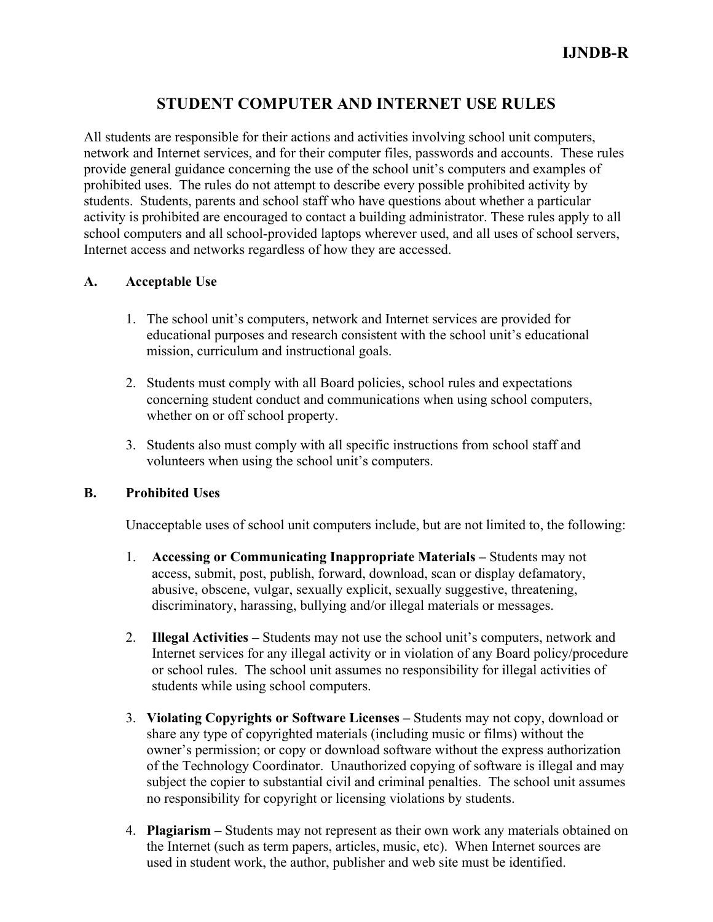IJNDB-R

# STUDENT COMPUTER AND INTERNET USE RULES

All students are responsible for their actions and activities involving school unit computers, network and Internet services, and for their computer files, passwords and accounts. These rules provide general guidance concerning the use of the school unit's computers and examples of prohibited uses. The rules do not attempt to describe every possible prohibited activity by students. Students, parents and school staff who have questions about whether a particular activity is prohibited are encouraged to contact a building administrator. These rules apply to all school computers and all school-provided laptops wherever used, and all uses of school servers, Internet access and networks regardless of how they are accessed.

## A. Acceptable Use

1. The school unit's computers, network and Internet services are provided for educational purposes and research consistent with the school unit's educational mission, curriculum and instructional goals.

2. Students must comply with all Board policies, school rules and expectations concerning student conduct and communications when using school computers, whether on or off school property.

3. Students also must comply with all specific instructions from school staff and volunteers when using the school unit's computers.

## B. Prohibited Uses

Unacceptable uses of school unit computers include, but are not limited to, the following:

1. **Accessing or Communicating Inappropriate Materials –** Students may not access, submit, post, publish, forward, download, scan or display defamatory, abusive, obscene, vulgar, sexually explicit, sexually suggestive, threatening, discriminatory, harassing, bullying and/or illegal materials or messages.

2. **Illegal Activities –** Students may not use the school unit's computers, network and Internet services for any illegal activity or in violation of any Board policy/procedure or school rules. The school unit assumes no responsibility for illegal activities of students while using school computers.

3. **Violating Copyrights or Software Licenses –** Students may not copy, download or share any type of copyrighted materials (including music or films) without the owner's permission; or copy or download software without the express authorization of the Technology Coordinator. Unauthorized copying of software is illegal and may subject the copier to substantial civil and criminal penalties. The school unit assumes no responsibility for copyright or licensing violations by students.

4. **Plagiarism –** Students may not represent as their own work any materials obtained on the Internet (such as term papers, articles, music, etc). When Internet sources are used in student work, the author, publisher and web site must be identified.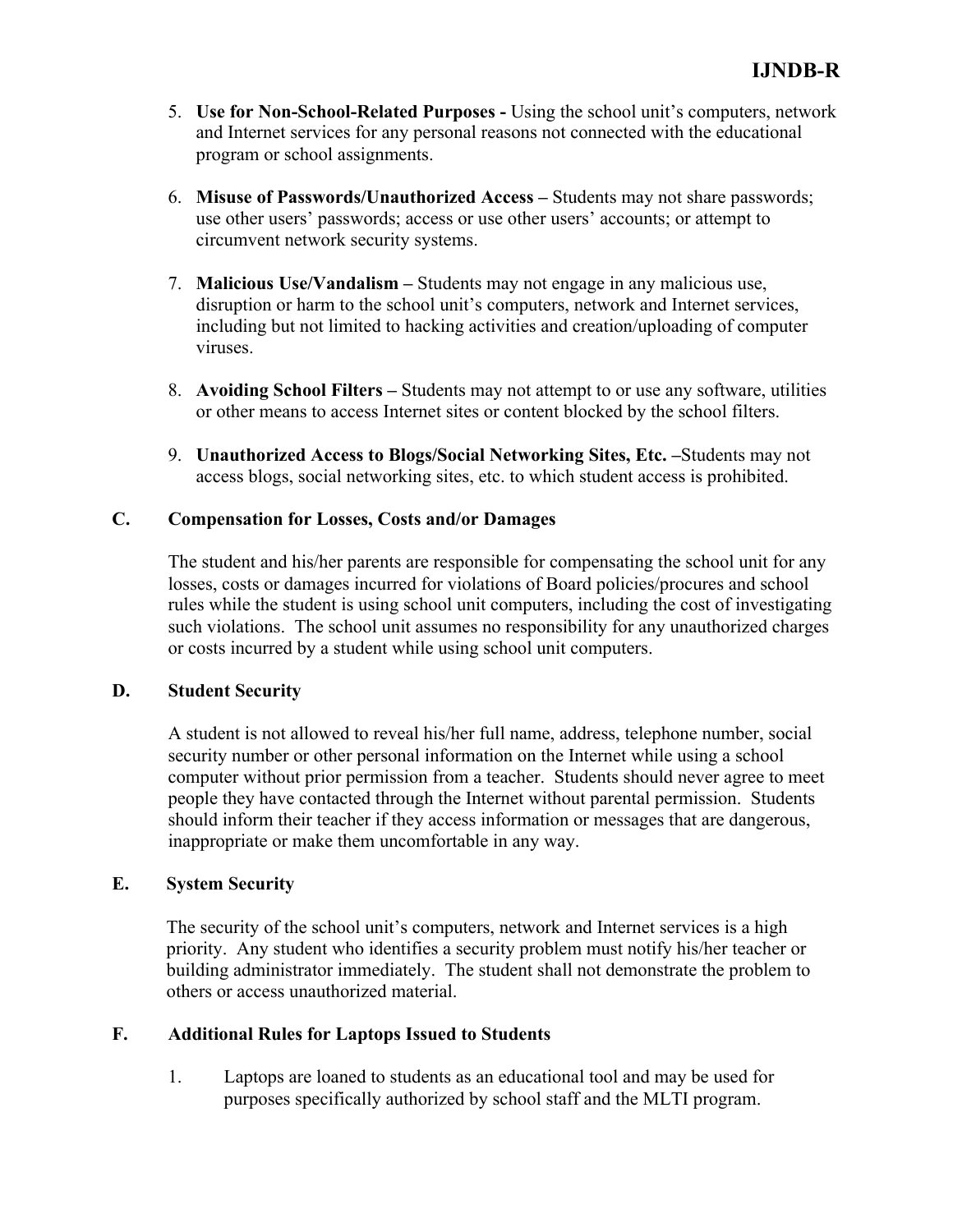5. **Use for Non-School-Related Purposes -** Using the school unit's computers, network and Internet services for any personal reasons not connected with the educational program or school assignments.

6. **Misuse of Passwords/Unauthorized Access –** Students may not share passwords; use other users' passwords; access or use other users' accounts; or attempt to circumvent network security systems.

7. **Malicious Use/Vandalism –** Students may not engage in any malicious use, disruption or harm to the school unit's computers, network and Internet services, including but not limited to hacking activities and creation/uploading of computer viruses.

8. **Avoiding School Filters –** Students may not attempt to or use any software, utilities or other means to access Internet sites or content blocked by the school filters.

9. **Unauthorized Access to Blogs/Social Networking Sites, Etc. –**Students may not access blogs, social networking sites, etc. to which student access is prohibited.

### C. Compensation for Losses, Costs and/or Damages

The student and his/her parents are responsible for compensating the school unit for any losses, costs or damages incurred for violations of Board policies/procures and school rules while the student is using school unit computers, including the cost of investigating such violations. The school unit assumes no responsibility for any unauthorized charges or costs incurred by a student while using school unit computers.

### D. Student Security

A student is not allowed to reveal his/her full name, address, telephone number, social security number or other personal information on the Internet while using a school computer without prior permission from a teacher. Students should never agree to meet people they have contacted through the Internet without parental permission. Students should inform their teacher if they access information or messages that are dangerous, inappropriate or make them uncomfortable in any way.

### E. System Security

The security of the school unit's computers, network and Internet services is a high priority. Any student who identifies a security problem must notify his/her teacher or building administrator immediately. The student shall not demonstrate the problem to others or access unauthorized material.

### F. Additional Rules for Laptops Issued to Students

1. Laptops are loaned to students as an educational tool and may be used for purposes specifically authorized by school staff and the MLTI program.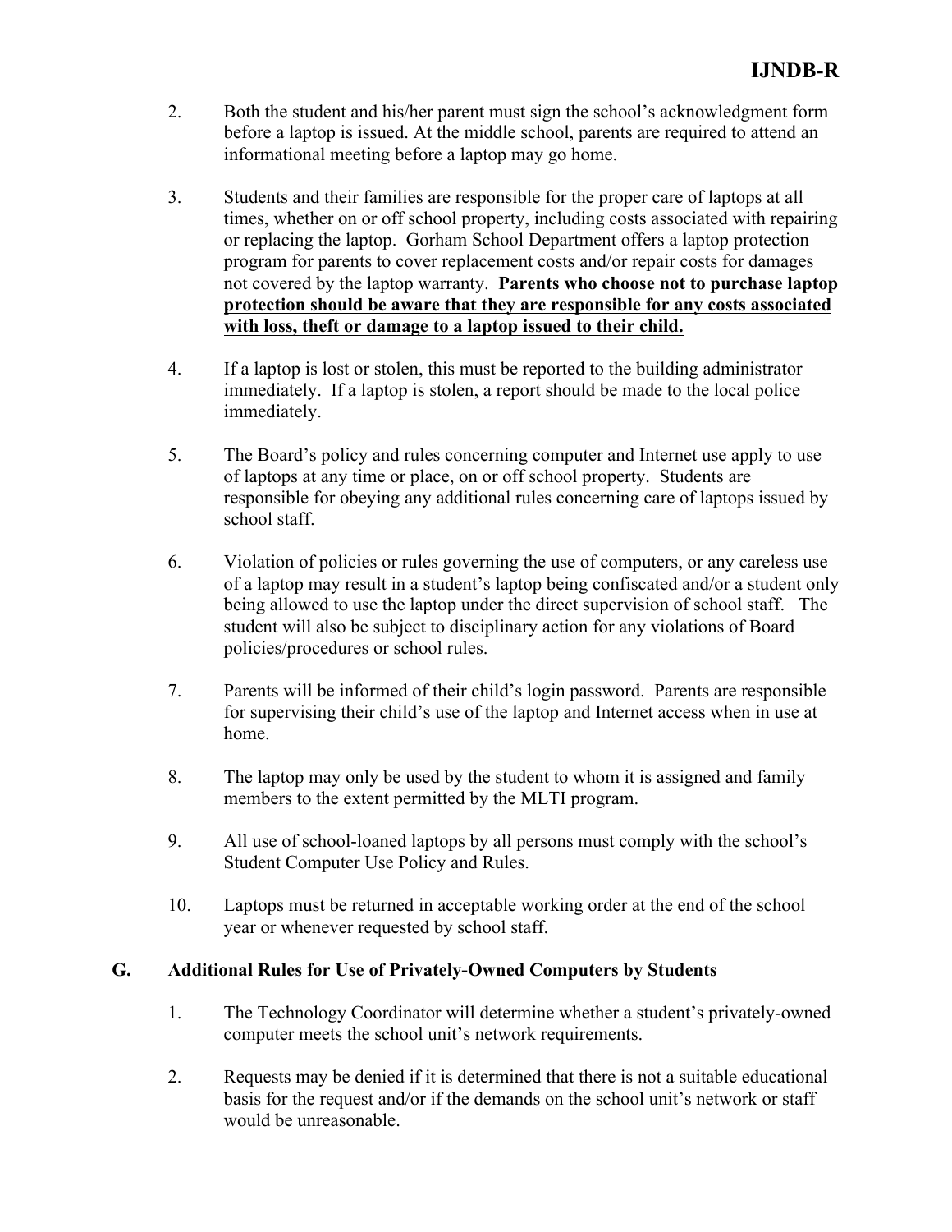2. Both the student and his/her parent must sign the school's acknowledgment form before a laptop is issued. At the middle school, parents are required to attend an informational meeting before a laptop may go home.

3. Students and their families are responsible for the proper care of laptops at all times, whether on or off school property, including costs associated with repairing or replacing the laptop. Gorham School Department offers a laptop protection program for parents to cover replacement costs and/or repair costs for damages not covered by the laptop warranty. **Parents who choose not to purchase laptop protection should be aware that they are responsible for any costs associated with loss, theft or damage to a laptop issued to their child.**

4. If a laptop is lost or stolen, this must be reported to the building administrator immediately. If a laptop is stolen, a report should be made to the local police immediately.

5. The Board's policy and rules concerning computer and Internet use apply to use of laptops at any time or place, on or off school property. Students are responsible for obeying any additional rules concerning care of laptops issued by school staff.

6. Violation of policies or rules governing the use of computers, or any careless use of a laptop may result in a student's laptop being confiscated and/or a student only being allowed to use the laptop under the direct supervision of school staff. The student will also be subject to disciplinary action for any violations of Board policies/procedures or school rules.

7. Parents will be informed of their child's login password. Parents are responsible for supervising their child's use of the laptop and Internet access when in use at home.

8. The laptop may only be used by the student to whom it is assigned and family members to the extent permitted by the MLTI program.

9. All use of school-loaned laptops by all persons must comply with the school's Student Computer Use Policy and Rules.

10. Laptops must be returned in acceptable working order at the end of the school year or whenever requested by school staff.

## G. Additional Rules for Use of Privately-Owned Computers by Students

1. The Technology Coordinator will determine whether a student's privately-owned computer meets the school unit's network requirements.

2. Requests may be denied if it is determined that there is not a suitable educational basis for the request and/or if the demands on the school unit's network or staff would be unreasonable.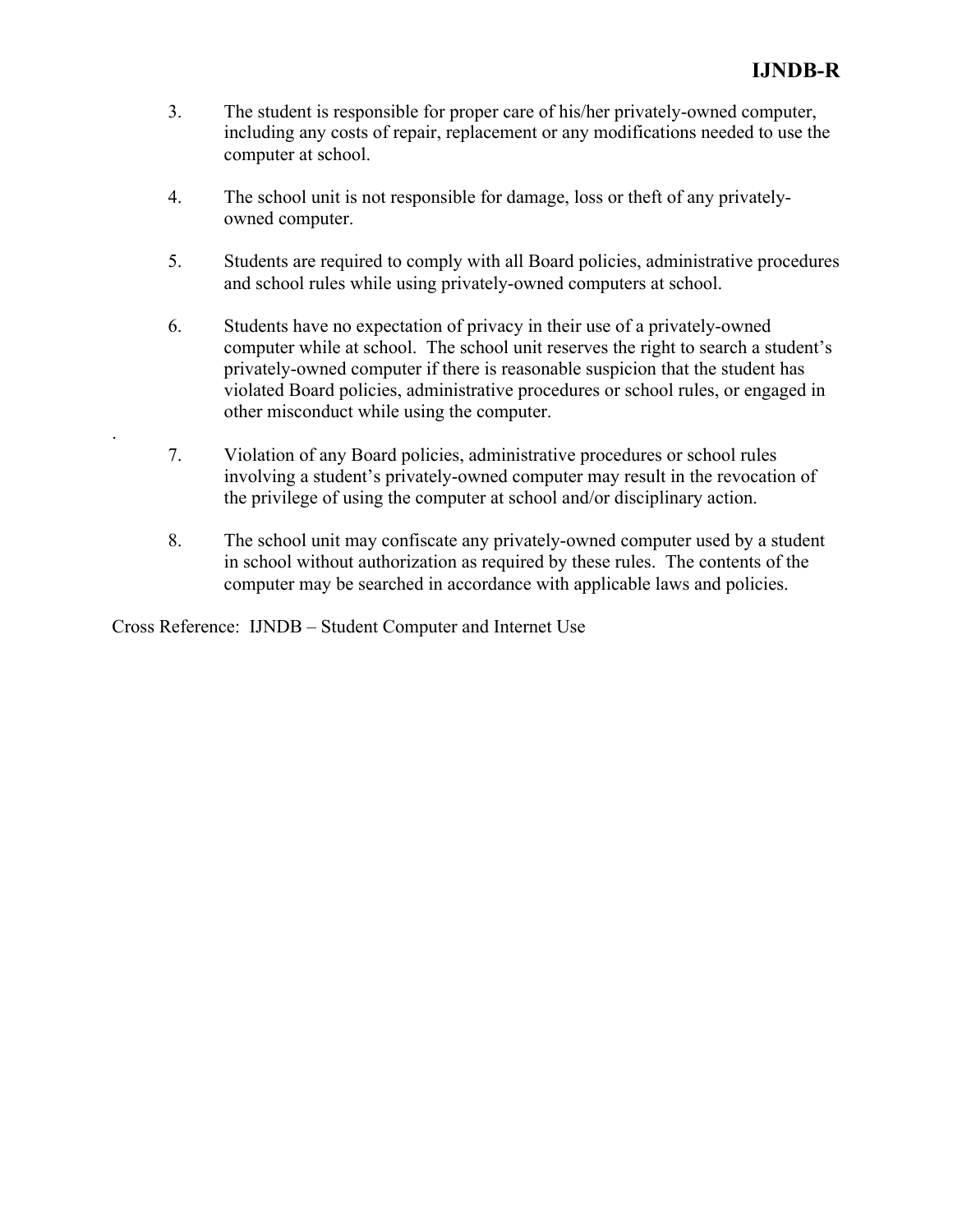3. The student is responsible for proper care of his/her privately-owned computer, including any costs of repair, replacement or any modifications needed to use the computer at school.

4. The school unit is not responsible for damage, loss or theft of any privately-owned computer.

5. Students are required to comply with all Board policies, administrative procedures and school rules while using privately-owned computers at school.

6. Students have no expectation of privacy in their use of a privately-owned computer while at school. The school unit reserves the right to search a student's privately-owned computer if there is reasonable suspicion that the student has violated Board policies, administrative procedures or school rules, or engaged in other misconduct while using the computer.

7. Violation of any Board policies, administrative procedures or school rules involving a student's privately-owned computer may result in the revocation of the privilege of using the computer at school and/or disciplinary action.

8. The school unit may confiscate any privately-owned computer used by a student in school without authorization as required by these rules. The contents of the computer may be searched in accordance with applicable laws and policies.

Cross Reference: IJNDB – Student Computer and Internet Use